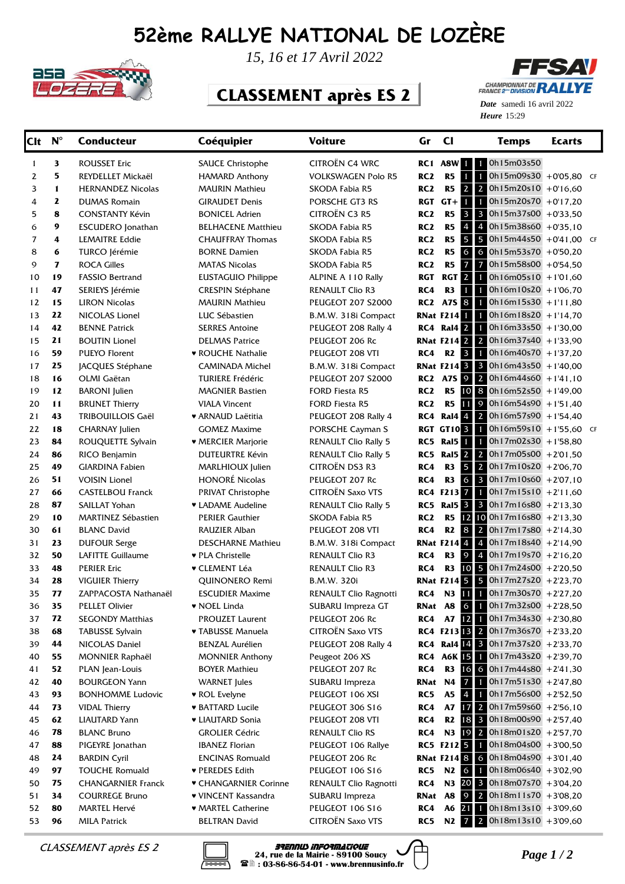# 52ème RALLYE NATIONAL DE LOZÈRE

*15, 16 et 17 Avril 2022*

## CLASSEMENT après ES 2

**Date** samedi 16 avril 2022
**Heure** 15:29

| Clt | N° | Conducteur | Coéquipier | Voiture | Gr | | Cl | | Temps | Ecarts | |
|---|---|---|---|---|---|---|---|---|---|---|---|
| 1 | 3 | ROUSSET Eric | SAUCE Christophe | CITROËN C4 WRC | RC1 | 1 | A8W | 1 | 0h15m03s50 | | |
| 2 | 5 | REYDELLET Mickaël | HAMARD Anthony | VOLKSWAGEN Polo R5 | RC2 | 1 | R5 | 1 | 0h15m09s30 | +0'05,80 | CF |
| 3 | 1 | HERNANDEZ Nicolas | MAURIN Mathieu | SKODA Fabia R5 | RC2 | 2 | R5 | 2 | 0h15m20s10 | +0'16,60 | |
| 4 | 2 | DUMAS Romain | GIRAUDET Denis | PORSCHE GT3 RS | RGT | 1 | GT+ | 1 | 0h15m20s70 | +0'17,20 | |
| 5 | 8 | CONSTANTY Kévin | BONICEL Adrien | CITROËN C3 R5 | RC2 | 3 | R5 | 3 | 0h15m37s00 | +0'33,50 | |
| 6 | 9 | ESCUDERO Jonathan | BELHACENE Matthieu | SKODA Fabia R5 | RC2 | 4 | R5 | 4 | 0h15m38s60 | +0'35,10 | |
| 7 | 4 | LEMAITRE Eddie | CHAUFFRAY Thomas | SKODA Fabia R5 | RC2 | 5 | R5 | 5 | 0h15m44s50 | +0'41,00 | CF |
| 8 | 6 | TURCO Jérémie | BORNE Damien | SKODA Fabia R5 | RC2 | 6 | R5 | 6 | 0h15m53s70 | +0'50,20 | |
| 9 | 7 | ROCA Gilles | MATAS Nicolas | SKODA Fabia R5 | RC2 | 7 | R5 | 7 | 0h15m58s00 | +0'54,50 | |
| 10 | 19 | FASSIO Bertrand | EUSTAGUIO Philippe | ALPINE A 110 Rally | RGT | 2 | RGT | 1 | 0h16m05s10 | +1'01,60 | |
| 11 | 47 | SERIEYS Jérémie | CRESPIN Stéphane | RENAULT Clio R3 | RC4 | 1 | R3 | 1 | 0h16m10s20 | +1'06,70 | |
| 12 | 15 | LIRON Nicolas | MAURIN Mathieu | PEUGEOT 207 S2000 | RC2 | 8 | A7S | 1 | 0h16m15s30 | +1'11,80 | |
| 13 | 22 | NICOLAS Lionel | LUC Sébastien | B.M.W. 318i Compact | RNat | 1 | F214 | 1 | 0h16m18s20 | +1'14,70 | |
| 14 | 42 | BENNE Patrick | SERRES Antoine | PEUGEOT 208 Rally 4 | RC4 | 2 | Ral4 | 1 | 0h16m33s50 | +1'30,00 | |
| 15 | 21 | BOUTIN Lionel | DELMAS Patrice | PEUGEOT 206 Rc | RNat | 2 | F214 | 2 | 0h16m37s40 | +1'33,90 | |
| 16 | 59 | PUEYO Florent | ♥ ROUCHE Nathalie | PEUGEOT 208 VTI | RC4 | 3 | R2 | 1 | 0h16m40s70 | +1'37,20 | |
| 17 | 25 | JACQUES Stéphane | CAMINADA Michel | B.M.W. 318i Compact | RNat | 3 | F214 | 3 | 0h16m43s50 | +1'40,00 | |
| 18 | 16 | OLMI Gaëtan | TURIERE Frédéric | PEUGEOT 207 S2000 | RC2 | 9 | A7S | 2 | 0h16m44s60 | +1'41,10 | |
| 19 | 12 | BARONI Julien | MAGNIER Bastien | FORD Fiesta R5 | RC2 | 10 | R5 | 8 | 0h16m52s50 | +1'49,00 | |
| 20 | 11 | BRUNET Thierry | VIALA Vincent | FORD Fiesta R5 | RC2 | 11 | R5 | 9 | 0h16m54s90 | +1'51,40 | |
| 21 | 43 | TRIBOUILLOIS Gaël | ♥ ARNAUD Laëtitia | PEUGEOT 208 Rally 4 | RC4 | 4 | Ral4 | 2 | 0h16m57s90 | +1'54,40 | |
| 22 | 18 | CHARNAY Julien | GOMEZ Maxime | PORSCHE Cayman S | RGT | 3 | GT10 | 1 | 0h16m59s10 | +1'55,60 | CF |
| 23 | 84 | ROUQUETTE Sylvain | ♥ MERCIER Marjorie | RENAULT Clio Rally 5 | RC5 | 1 | Ral5 | 1 | 0h17m02s30 | +1'58,80 | |
| 24 | 86 | RICO Benjamin | DUTEURTRE Kévin | RENAULT Clio Rally 5 | RC5 | 2 | Ral5 | 2 | 0h17m05s00 | +2'01,50 | |
| 25 | 49 | GIARDINA Fabien | MARLHIOUX Julien | CITROËN DS3 R3 | RC4 | 5 | R3 | 2 | 0h17m10s20 | +2'06,70 | |
| 26 | 51 | VOISIN Lionel | HONORÉ Nicolas | PEUGEOT 207 Rc | RC4 | 6 | R3 | 3 | 0h17m10s60 | +2'07,10 | |
| 27 | 66 | CASTELBOU Franck | PRIVAT Christophe | CITROËN Saxo VTS | RC4 | 7 | F213 | 1 | 0h17m15s10 | +2'11,60 | |
| 28 | 87 | SAILLAT Yohan | ♥ LADAME Audeline | RENAULT Clio Rally 5 | RC5 | 3 | Ral5 | 3 | 0h17m16s80 | +2'13,30 | |
| 29 | 10 | MARTINEZ Sébastien | PERIER Gauthier | SKODA Fabia R5 | RC2 | 12 | R5 | 10 | 0h17m16s80 | +2'13,30 | |
| 30 | 61 | BLANC David | RAUZIER Alban | PEUGEOT 208 VTI | RC4 | 8 | R2 | 2 | 0h17m17s80 | +2'14,30 | |
| 31 | 23 | DUFOUR Serge | DESCHARNE Mathieu | B.M.W. 318i Compact | RNat | 4 | F214 | 4 | 0h17m18s40 | +2'14,90 | |
| 32 | 50 | LAFITTE Guillaume | ♥ PLA Christelle | RENAULT Clio R3 | RC4 | 9 | R3 | 4 | 0h17m19s70 | +2'16,20 | |
| 33 | 48 | PERIER Eric | ♥ CLEMENT Léa | RENAULT Clio R3 | RC4 | 10 | R3 | 5 | 0h17m24s00 | +2'20,50 | |
| 34 | 28 | VIGUIER Thierry | QUINONERO Remi | B.M.W. 320i | RNat | 5 | F214 | 5 | 0h17m27s20 | +2'23,70 | |
| 35 | 77 | ZAPPACOSTA Nathanaël | ESCUDIER Maxime | RENAULT Clio Ragnotti | RC4 | 11 | N3 | 1 | 0h17m30s70 | +2'27,20 | |
| 36 | 35 | PELLET Olivier | ♥ NOEL Linda | SUBARU Impreza GT | RNat | 6 | A8 | 1 | 0h17m32s00 | +2'28,50 | |
| 37 | 72 | SEGONDY Matthias | PROUZET Laurent | PEUGEOT 206 Rc | RC4 | 12 | A7 | 1 | 0h17m34s30 | +2'30,80 | |
| 38 | 68 | TABUSSE Sylvain | ♥ TABUSSE Manuela | CITROËN Saxo VTS | RC4 | 13 | F213 | 2 | 0h17m36s70 | +2'33,20 | |
| 39 | 44 | NICOLAS Daniel | BENZAL Aurélien | PEUGEOT 208 Rally 4 | RC4 | 14 | Ral4 | 3 | 0h17m37s20 | +2'33,70 | |
| 40 | 55 | MONNIER Raphaël | MONNIER Anthony | Peugeot 206 XS | RC4 | 15 | A6K | 1 | 0h17m43s20 | +2'39,70 | |
| 41 | 52 | PLAN Jean-Louis | BOYER Mathieu | PEUGEOT 207 Rc | RC4 | 16 | R3 | 6 | 0h17m44s80 | +2'41,30 | |
| 42 | 40 | BOURGEON Yann | WARNET Jules | SUBARU Impreza | RNat | 7 | N4 | 1 | 0h17m51s30 | +2'47,80 | |
| 43 | 93 | BONHOMME Ludovic | ♥ ROL Evelyne | PEUGEOT 106 XSI | RC5 | 4 | A5 | 1 | 0h17m56s00 | +2'52,50 | |
| 44 | 73 | VIDAL Thierry | ♥ BATTARD Lucile | PEUGEOT 306 S16 | RC4 | 17 | A7 | 2 | 0h17m59s60 | +2'56,10 | |
| 45 | 62 | LIAUTARD Yann | ♥ LIAUTARD Sonia | PEUGEOT 208 VTI | RC4 | 18 | R2 | 3 | 0h18m00s90 | +2'57,40 | |
| 46 | 78 | BLANC Bruno | GROLIER Cédric | RENAULT Clio RS | RC4 | 19 | N3 | 2 | 0h18m01s20 | +2'57,70 | |
| 47 | 88 | PIGEYRE Jonathan | IBANEZ Florian | PEUGEOT 106 Rallye | RC5 | 5 | F212 | 1 | 0h18m04s00 | +3'00,50 | |
| 48 | 24 | BARDIN Cyril | ENCINAS Romuald | PEUGEOT 206 Rc | RNat | 8 | F214 | 6 | 0h18m04s90 | +3'01,40 | |
| 49 | 97 | TOUCHE Romuald | ♥ PEREDES Edith | PEUGEOT 106 S16 | RC5 | 6 | N2 | 1 | 0h18m06s40 | +3'02,90 | |
| 50 | 75 | CHANGARNIER Franck | ♥ CHANGARNIER Corinne | RENAULT Clio Ragnotti | RC4 | 20 | N3 | 3 | 0h18m07s70 | +3'04,20 | |
| 51 | 34 | COURREGE Bruno | ♥ VINCENT Kassandra | SUBARU Impreza | RNat | 9 | A8 | 2 | 0h18m11s70 | +3'08,20 | |
| 52 | 80 | MARTEL Hervé | ♥ MARTEL Catherine | PEUGEOT 106 S16 | RC4 | 21 | A6 | 1 | 0h18m13s10 | +3'09,60 | |
| 53 | 96 | MILA Patrick | BELTRAN David | CITROËN Saxo VTS | RC5 | 7 | N2 | 2 | 0h18m13s10 | +3'09,60 | |

*CLASSEMENT après ES 2*

BRENNUS INFORMATIQUE
24, rue de la Mairie - 89100 Soucy
: 03-86-86-54-01 - www.brennusinfo.fr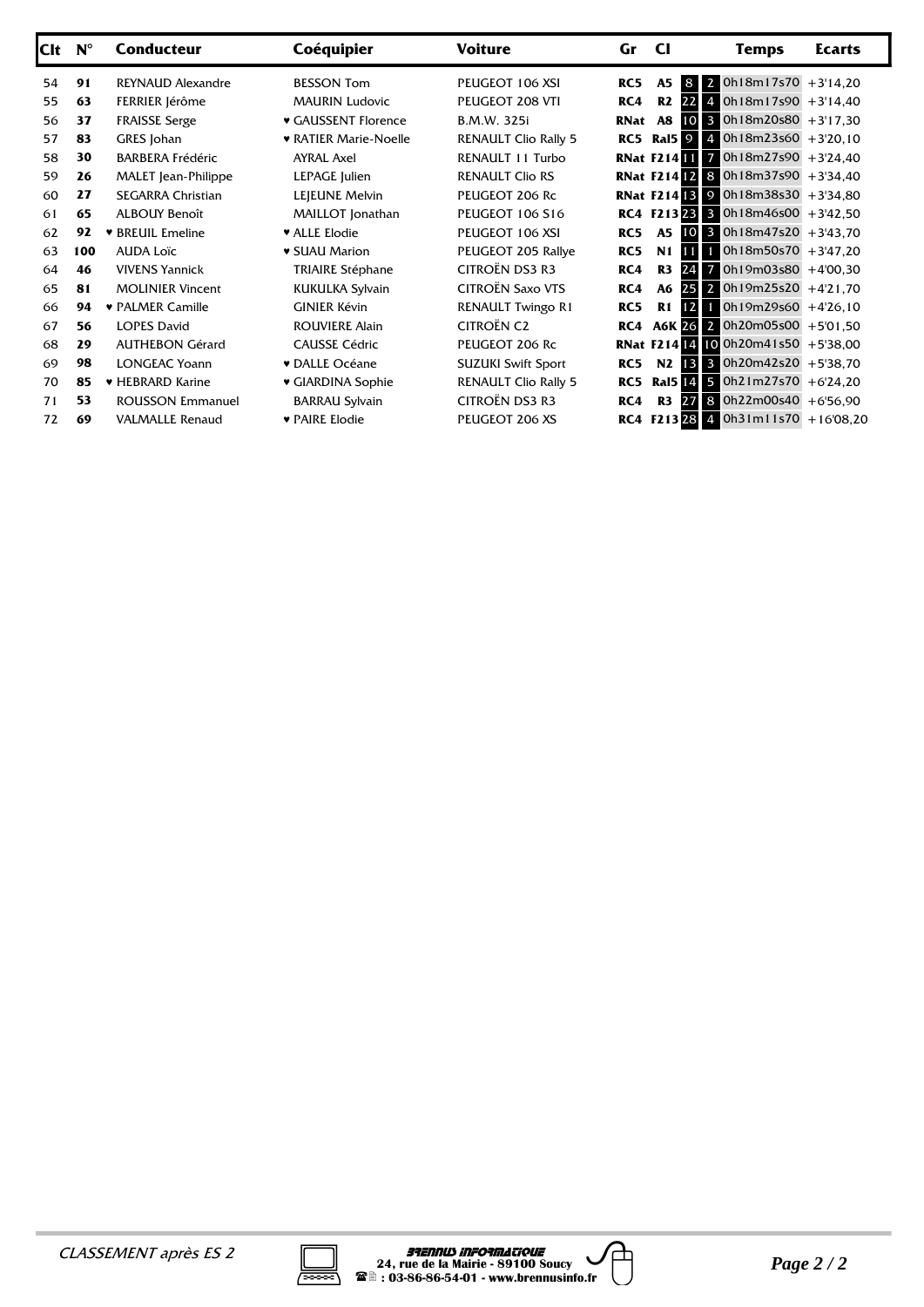| Clt | N° | Conducteur | Coéquipier | Voiture | Gr | Cl | | | Temps | Ecarts |
|---|---|---|---|---|---|---|---|---|---|---|
| 54 | **91** | REYNAUD Alexandre | BESSON Tom | PEUGEOT 106 XSI | **RC5** | **A5** | 8 | 2 | 0h18m17s70 | +3'14,20 |
| 55 | **63** | FERRIER Jérôme | MAURIN Ludovic | PEUGEOT 208 VTI | **RC4** | **R2** | 22 | 4 | 0h18m17s90 | +3'14,40 |
| 56 | **37** | FRAISSE Serge | ♥ GAUSSENT Florence | B.M.W. 325i | **RNat** | **A8** | 10 | 3 | 0h18m20s80 | +3'17,30 |
| 57 | **83** | GRES Johan | ♥ RATIER Marie-Noelle | RENAULT Clio Rally 5 | **RC5** | **Ral5** | 9 | 4 | 0h18m23s60 | +3'20,10 |
| 58 | **30** | BARBERA Frédéric | AYRAL Axel | RENAULT 11 Turbo | **RNat** | **F214** | 11 | 7 | 0h18m27s90 | +3'24,40 |
| 59 | **26** | MALET Jean-Philippe | LEPAGE Julien | RENAULT Clio RS | **RNat** | **F214** | 12 | 8 | 0h18m37s90 | +3'34,40 |
| 60 | **27** | SEGARRA Christian | LEJEUNE Melvin | PEUGEOT 206 Rc | **RNat** | **F214** | 13 | 9 | 0h18m38s30 | +3'34,80 |
| 61 | **65** | ALBOUY Benoît | MAILLOT Jonathan | PEUGEOT 106 S16 | **RC4** | **F213** | 23 | 3 | 0h18m46s00 | +3'42,50 |
| 62 | **92** | ♥ BREUIL Emeline | ♥ ALLE Elodie | PEUGEOT 106 XSI | **RC5** | **A5** | 10 | 3 | 0h18m47s20 | +3'43,70 |
| 63 | **100** | AUDA Loïc | ♥ SUAU Marion | PEUGEOT 205 Rallye | **RC5** | **N1** | 11 | 1 | 0h18m50s70 | +3'47,20 |
| 64 | **46** | VIVENS Yannick | TRIAIRE Stéphane | CITROËN DS3 R3 | **RC4** | **R3** | 24 | 7 | 0h19m03s80 | +4'00,30 |
| 65 | **81** | MOLINIER Vincent | KUKULKA Sylvain | CITROËN Saxo VTS | **RC4** | **A6** | 25 | 2 | 0h19m25s20 | +4'21,70 |
| 66 | **94** | ♥ PALMER Camille | GINIER Kévin | RENAULT Twingo R1 | **RC5** | **R1** | 12 | 1 | 0h19m29s60 | +4'26,10 |
| 67 | **56** | LOPES David | ROUVIERE Alain | CITROËN C2 | **RC4** | **A6K** | 26 | 2 | 0h20m05s00 | +5'01,50 |
| 68 | **29** | AUTHEBON Gérard | CAUSSE Cédric | PEUGEOT 206 Rc | **RNat** | **F214** | 14 | 10 | 0h20m41s50 | +5'38,00 |
| 69 | **98** | LONGEAC Yoann | ♥ DALLE Océane | SUZUKI Swift Sport | **RC5** | **N2** | 13 | 3 | 0h20m42s20 | +5'38,70 |
| 70 | **85** | ♥ HEBRARD Karine | ♥ GIARDINA Sophie | RENAULT Clio Rally 5 | **RC5** | **Ral5** | 14 | 5 | 0h21m27s70 | +6'24,20 |
| 71 | **53** | ROUSSON Emmanuel | BARRAU Sylvain | CITROËN DS3 R3 | **RC4** | **R3** | 27 | 8 | 0h22m00s40 | +6'56,90 |
| 72 | **69** | VALMALLE Renaud | ♥ PAIRE Elodie | PEUGEOT 206 XS | **RC4** | **F213** | 28 | 4 | 0h31m11s70 | +16'08,20 |

*CLASSEMENT après ES 2*

**BRENNUS INFORMATIQUE**
**24, rue de la Mairie - 89100 Soucy**
**: 03-86-86-54-01 - www.brennusinfo.fr**